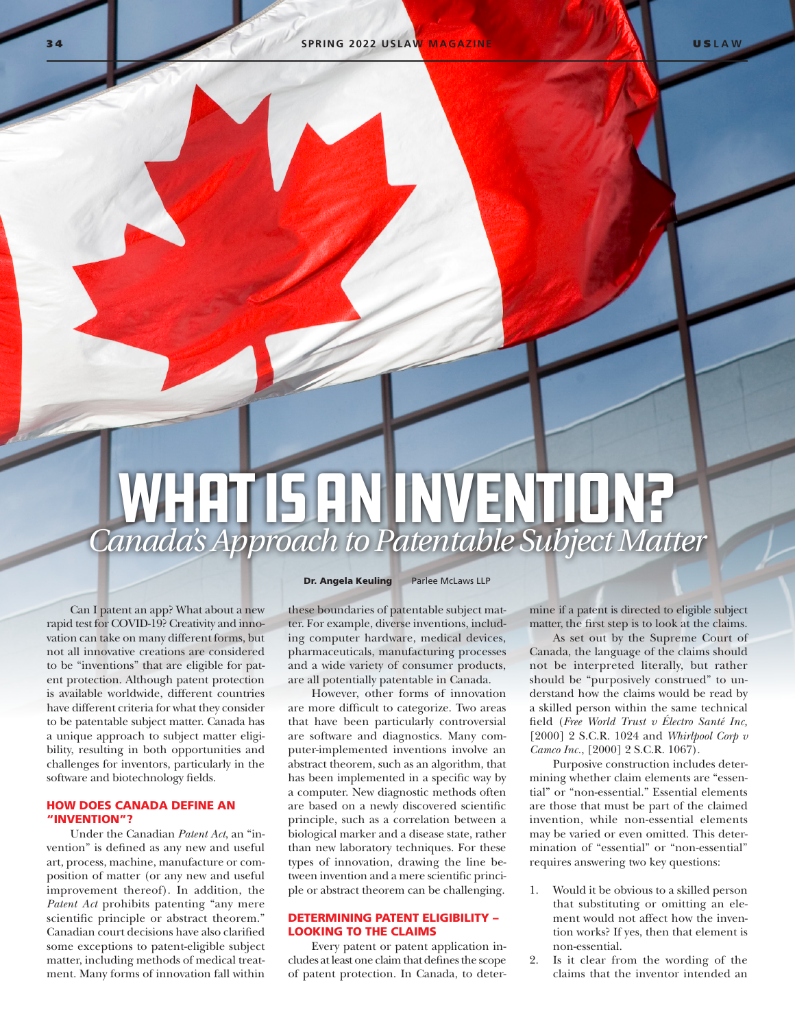# WHAT IS AN INVENTION?
## *Canada's Approach to Patentable Subject Matter*

**Dr. Angela Keuling** Parlee McLaws LLP

Can I patent an app? What about a new rapid test for COVID-19? Creativity and innovation can take on many different forms, but not all innovative creations are considered to be "inventions" that are eligible for patent protection. Although patent protection is available worldwide, different countries have different criteria for what they consider to be patentable subject matter. Canada has a unique approach to subject matter eligibility, resulting in both opportunities and challenges for inventors, particularly in the software and biotechnology fields.

### HOW DOES CANADA DEFINE AN "INVENTION"?

Under the Canadian *Patent Act*, an "invention" is defined as any new and useful art, process, machine, manufacture or composition of matter (or any new and useful improvement thereof). In addition, the *Patent Act* prohibits patenting "any mere scientific principle or abstract theorem." Canadian court decisions have also clarified some exceptions to patent-eligible subject matter, including methods of medical treatment. Many forms of innovation fall within these boundaries of patentable subject matter. For example, diverse inventions, including computer hardware, medical devices, pharmaceuticals, manufacturing processes and a wide variety of consumer products, are all potentially patentable in Canada.

However, other forms of innovation are more difficult to categorize. Two areas that have been particularly controversial are software and diagnostics. Many computer-implemented inventions involve an abstract theorem, such as an algorithm, that has been implemented in a specific way by a computer. New diagnostic methods often are based on a newly discovered scientific principle, such as a correlation between a biological marker and a disease state, rather than new laboratory techniques. For these types of innovation, drawing the line between invention and a mere scientific principle or abstract theorem can be challenging.

### DETERMINING PATENT ELIGIBILITY – LOOKING TO THE CLAIMS

Every patent or patent application includes at least one claim that defines the scope of patent protection. In Canada, to determine if a patent is directed to eligible subject matter, the first step is to look at the claims.

As set out by the Supreme Court of Canada, the language of the claims should not be interpreted literally, but rather should be "purposively construed" to understand how the claims would be read by a skilled person within the same technical field (*Free World Trust v Électro Santé Inc*, [2000] 2 S.C.R. 1024 and *Whirlpool Corp v Camco Inc.*, [2000] 2 S.C.R. 1067).

Purposive construction includes determining whether claim elements are "essential" or "non-essential." Essential elements are those that must be part of the claimed invention, while non-essential elements may be varied or even omitted. This determination of "essential" or "non-essential" requires answering two key questions:

1. Would it be obvious to a skilled person that substituting or omitting an element would not affect how the invention works? If yes, then that element is non-essential.
2. Is it clear from the wording of the claims that the inventor intended an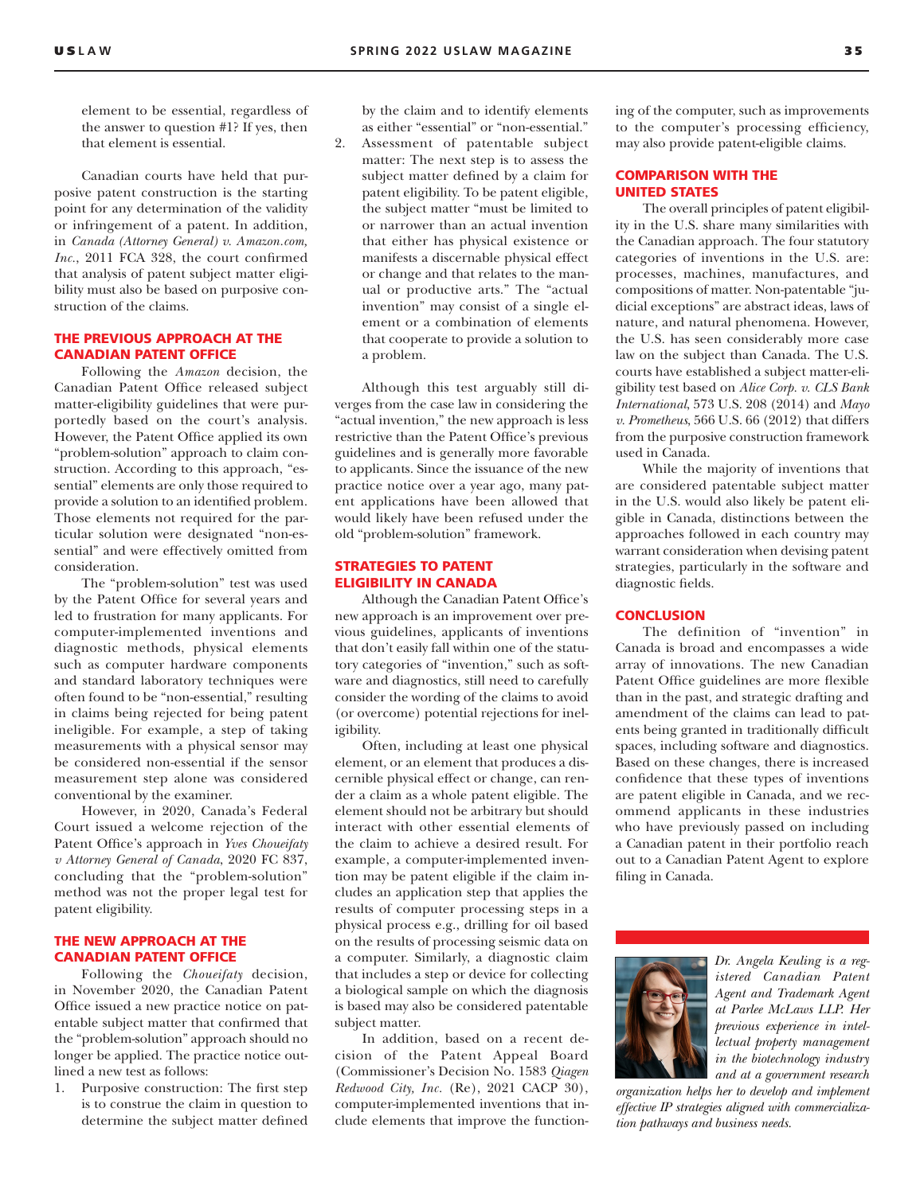element to be essential, regardless of the answer to question #1? If yes, then that element is essential.

Canadian courts have held that purposive patent construction is the starting point for any determination of the validity or infringement of a patent. In addition, in *Canada (Attorney General) v. Amazon.com, Inc.*, 2011 FCA 328, the court confirmed that analysis of patent subject matter eligibility must also be based on purposive construction of the claims.

## THE PREVIOUS APPROACH AT THE CANADIAN PATENT OFFICE

Following the *Amazon* decision, the Canadian Patent Office released subject matter-eligibility guidelines that were purportedly based on the court's analysis. However, the Patent Office applied its own "problem-solution" approach to claim construction. According to this approach, "essential" elements are only those required to provide a solution to an identified problem. Those elements not required for the particular solution were designated "non-essential" and were effectively omitted from consideration.

The "problem-solution" test was used by the Patent Office for several years and led to frustration for many applicants. For computer-implemented inventions and diagnostic methods, physical elements such as computer hardware components and standard laboratory techniques were often found to be "non-essential," resulting in claims being rejected for being patent ineligible. For example, a step of taking measurements with a physical sensor may be considered non-essential if the sensor measurement step alone was considered conventional by the examiner.

However, in 2020, Canada's Federal Court issued a welcome rejection of the Patent Office's approach in *Yves Choueifaty v Attorney General of Canada*, 2020 FC 837, concluding that the "problem-solution" method was not the proper legal test for patent eligibility.

## THE NEW APPROACH AT THE CANADIAN PATENT OFFICE

Following the *Choueifaty* decision, in November 2020, the Canadian Patent Office issued a new practice notice on patentable subject matter that confirmed that the "problem-solution" approach should no longer be applied. The practice notice outlined a new test as follows:

1. Purposive construction: The first step is to construe the claim in question to determine the subject matter defined by the claim and to identify elements as either "essential" or "non-essential."
2. Assessment of patentable subject matter: The next step is to assess the subject matter defined by a claim for patent eligibility. To be patent eligible, the subject matter "must be limited to or narrower than an actual invention that either has physical existence or manifests a discernable physical effect or change and that relates to the manual or productive arts." The "actual invention" may consist of a single element or a combination of elements that cooperate to provide a solution to a problem.

Although this test arguably still diverges from the case law in considering the "actual invention," the new approach is less restrictive than the Patent Office's previous guidelines and is generally more favorable to applicants. Since the issuance of the new practice notice over a year ago, many patent applications have been allowed that would likely have been refused under the old "problem-solution" framework.

## STRATEGIES TO PATENT ELIGIBILITY IN CANADA

Although the Canadian Patent Office's new approach is an improvement over previous guidelines, applicants of inventions that don't easily fall within one of the statutory categories of "invention," such as software and diagnostics, still need to carefully consider the wording of the claims to avoid (or overcome) potential rejections for ineligibility.

Often, including at least one physical element, or an element that produces a discernible physical effect or change, can render a claim as a whole patent eligible. The element should not be arbitrary but should interact with other essential elements of the claim to achieve a desired result. For example, a computer-implemented invention may be patent eligible if the claim includes an application step that applies the results of computer processing steps in a physical process e.g., drilling for oil based on the results of processing seismic data on a computer. Similarly, a diagnostic claim that includes a step or device for collecting a biological sample on which the diagnosis is based may also be considered patentable subject matter.

In addition, based on a recent decision of the Patent Appeal Board (Commissioner's Decision No. 1583 *Qiagen Redwood City, Inc.* (Re), 2021 CACP 30), computer-implemented inventions that include elements that improve the functioning of the computer, such as improvements to the computer's processing efficiency, may also provide patent-eligible claims.

## COMPARISON WITH THE UNITED STATES

The overall principles of patent eligibility in the U.S. share many similarities with the Canadian approach. The four statutory categories of inventions in the U.S. are: processes, machines, manufactures, and compositions of matter. Non-patentable "judicial exceptions" are abstract ideas, laws of nature, and natural phenomena. However, the U.S. has seen considerably more case law on the subject than Canada. The U.S. courts have established a subject matter-eligibility test based on *Alice Corp. v. CLS Bank International*, 573 U.S. 208 (2014) and *Mayo v. Prometheus*, 566 U.S. 66 (2012) that differs from the purposive construction framework used in Canada.

While the majority of inventions that are considered patentable subject matter in the U.S. would also likely be patent eligible in Canada, distinctions between the approaches followed in each country may warrant consideration when devising patent strategies, particularly in the software and diagnostic fields.

## CONCLUSION

The definition of "invention" in Canada is broad and encompasses a wide array of innovations. The new Canadian Patent Office guidelines are more flexible than in the past, and strategic drafting and amendment of the claims can lead to patents being granted in traditionally difficult spaces, including software and diagnostics. Based on these changes, there is increased confidence that these types of inventions are patent eligible in Canada, and we recommend applicants in these industries who have previously passed on including a Canadian patent in their portfolio reach out to a Canadian Patent Agent to explore filing in Canada.

*Dr. Angela Keuling is a registered Canadian Patent Agent and Trademark Agent at Parlee McLaws LLP. Her previous experience in intellectual property management in the biotechnology industry and at a government research organization helps her to develop and implement effective IP strategies aligned with commercialization pathways and business needs.*